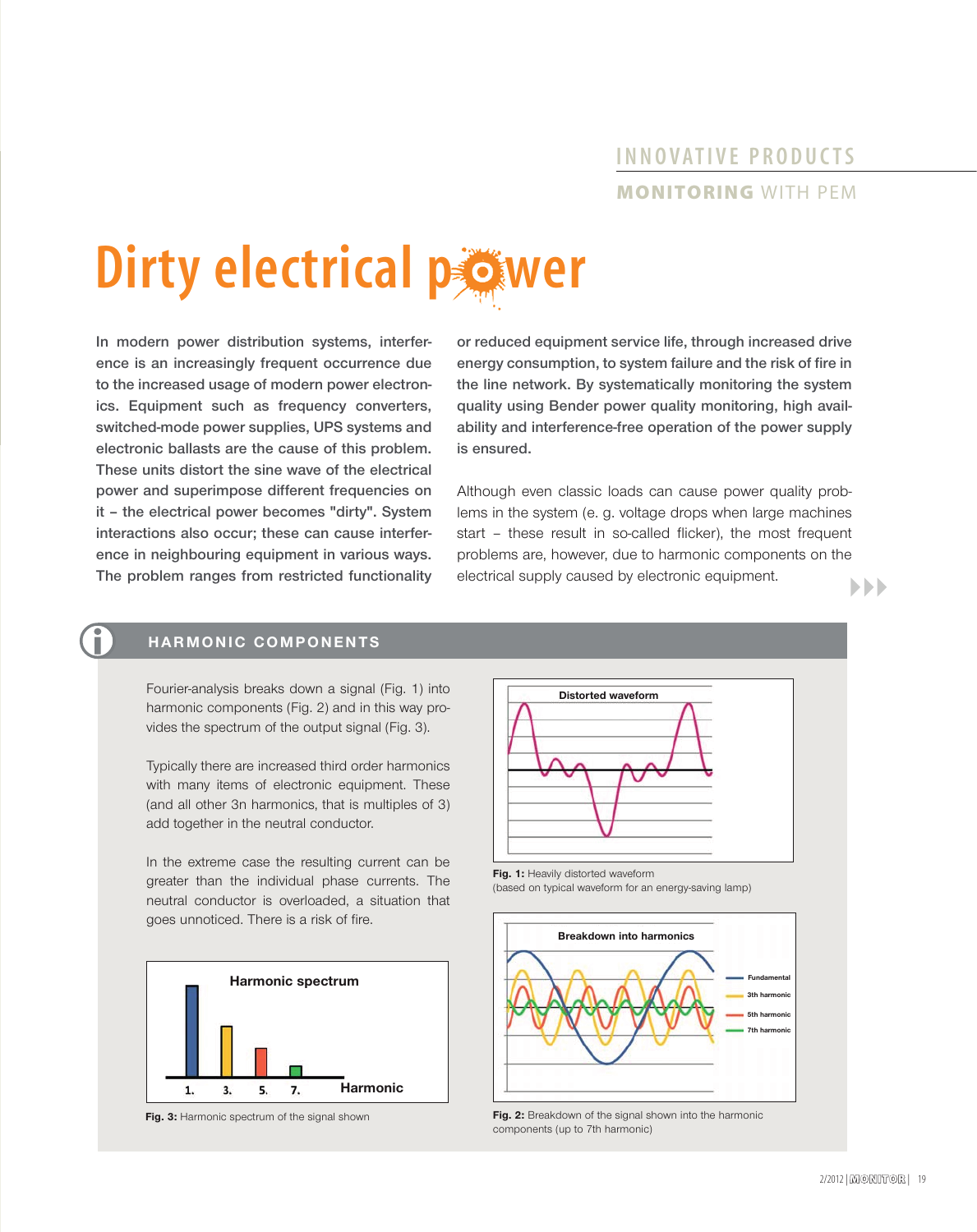INNOVATIVE PRODUCTS

**MONITORING** WITH PEM

# Dirty electrical power

**In modern power distribution systems, interference is an increasingly frequent occurrence due to the increased usage of modern power electronics. Equipment such as frequency converters, switched-mode power supplies, UPS systems and electronic ballasts are the cause of this problem. These units distort the sine wave of the electrical power and superimpose different frequencies on it – the electrical power becomes "dirty". System interactions also occur; these can cause interference in neighbouring equipment in various ways. The problem ranges from restricted functionality or reduced equipment service life, through increased drive energy consumption, to system failure and the risk of fire in the line network. By systematically monitoring the system quality using Bender power quality monitoring, high availability and interference-free operation of the power supply is ensured.**

Although even classic loads can cause power quality problems in the system (e. g. voltage drops when large machines start – these result in so-called flicker), the most frequent problems are, however, due to harmonic components on the electrical supply caused by electronic equipment.

## HARMONIC COMPONENTS

Fourier-analysis breaks down a signal (Fig. 1) into harmonic components (Fig. 2) and in this way provides the spectrum of the output signal (Fig. 3).

Typically there are increased third order harmonics with many items of electronic equipment. These (and all other 3n harmonics, that is multiples of 3) add together in the neutral conductor.

In the extreme case the resulting current can be greater than the individual phase currents. The neutral conductor is overloaded, a situation that goes unnoticed. There is a risk of fire.

**Fig. 1:** Heavily distorted waveform (based on typical waveform for an energy-saving lamp)

**Fig. 2:** Breakdown of the signal shown into the harmonic components (up to 7th harmonic)

**Fig. 3:** Harmonic spectrum of the signal shown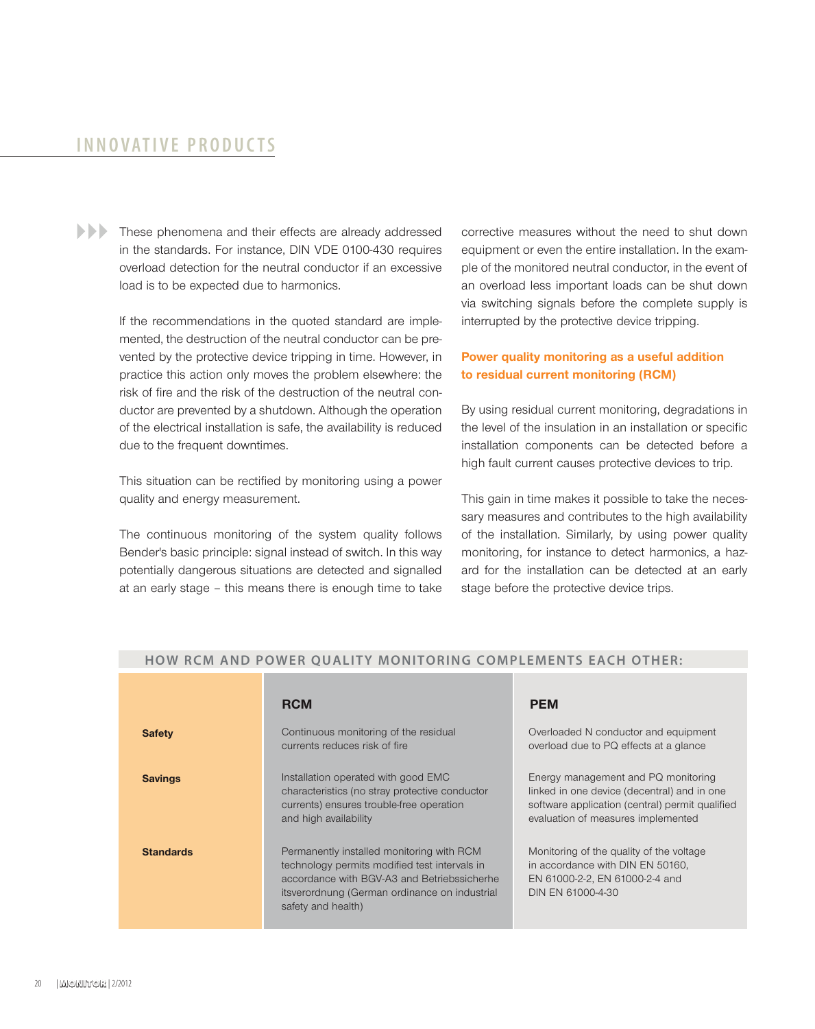## INNOVATIVE PRODUCTS

These phenomena and their effects are already addressed in the standards. For instance, DIN VDE 0100-430 requires overload detection for the neutral conductor if an excessive load is to be expected due to harmonics.

If the recommendations in the quoted standard are implemented, the destruction of the neutral conductor can be prevented by the protective device tripping in time. However, in practice this action only moves the problem elsewhere: the risk of fire and the risk of the destruction of the neutral conductor are prevented by a shutdown. Although the operation of the electrical installation is safe, the availability is reduced due to the frequent downtimes.

This situation can be rectified by monitoring using a power quality and energy measurement.

The continuous monitoring of the system quality follows Bender's basic principle: signal instead of switch. In this way potentially dangerous situations are detected and signalled at an early stage – this means there is enough time to take corrective measures without the need to shut down equipment or even the entire installation. In the example of the monitored neutral conductor, in the event of an overload less important loads can be shut down via switching signals before the complete supply is interrupted by the protective device tripping.

### Power quality monitoring as a useful addition to residual current monitoring (RCM)

By using residual current monitoring, degradations in the level of the insulation in an installation or specific installation components can be detected before a high fault current causes protective devices to trip.

This gain in time makes it possible to take the necessary measures and contributes to the high availability of the installation. Similarly, by using power quality monitoring, for instance to detect harmonics, a hazard for the installation can be detected at an early stage before the protective device trips.

**HOW RCM AND POWER QUALITY MONITORING COMPLEMENTS EACH OTHER:**

| | RCM | PEM |
|---|---|---|
| **Safety** | Continuous monitoring of the residual currents reduces risk of fire | Overloaded N conductor and equipment overload due to PQ effects at a glance |
| **Savings** | Installation operated with good EMC characteristics (no stray protective conductor currents) ensures trouble-free operation and high availability | Energy management and PQ monitoring linked in one device (decentral) and in one software application (central) permit qualified evaluation of measures implemented |
| **Standards** | Permanently installed monitoring with RCM technology permits modified test intervals in accordance with BGV-A3 and Betriebssicherheitsverordnung (German ordinance on industrial safety and health) | Monitoring of the quality of the voltage in accordance with DIN EN 50160, EN 61000-2-2, EN 61000-2-4 and DIN EN 61000-4-30 |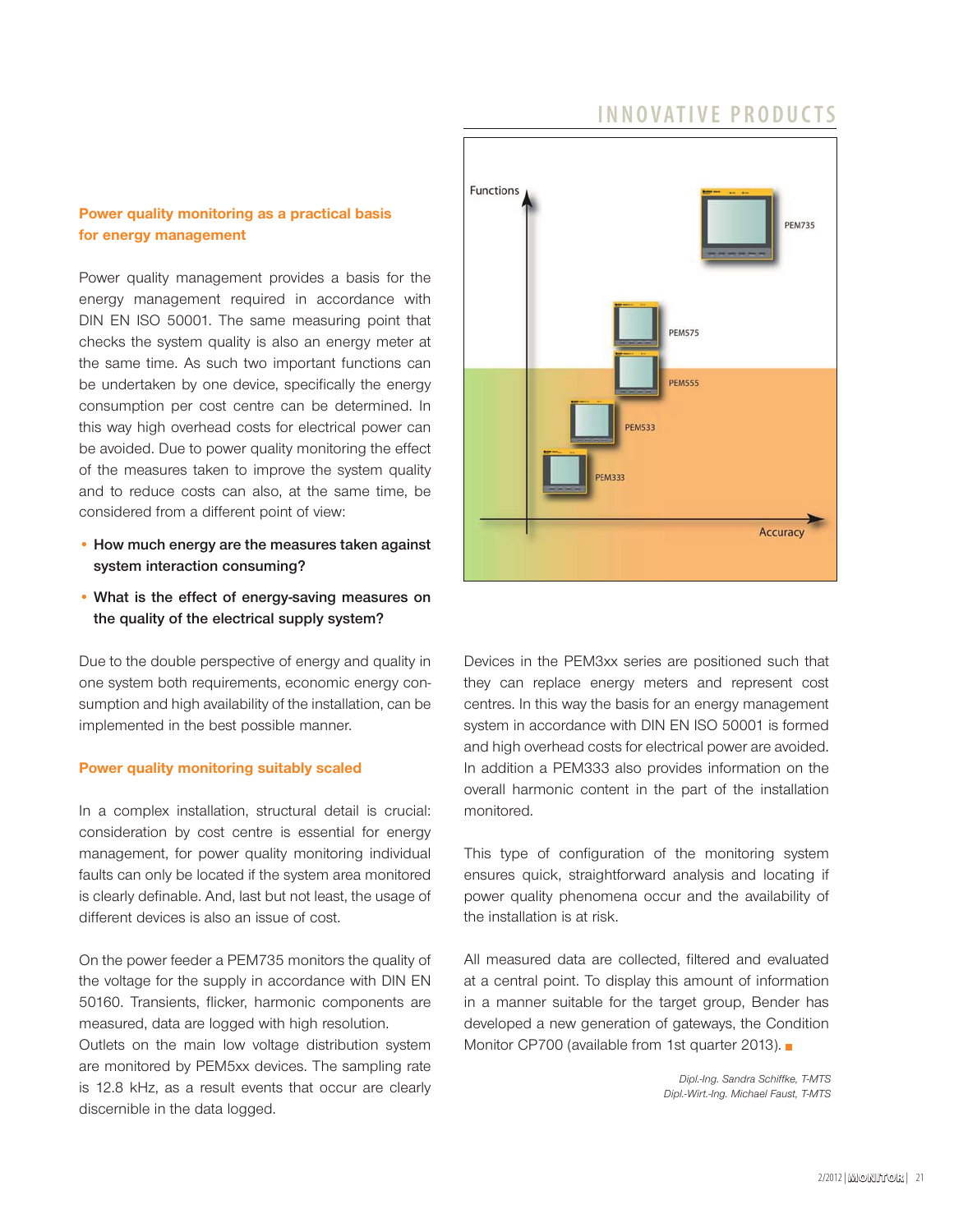## Power quality monitoring as a practical basis for energy management

Power quality management provides a basis for the energy management required in accordance with DIN EN ISO 50001. The same measuring point that checks the system quality is also an energy meter at the same time. As such two important functions can be undertaken by one device, specifically the energy consumption per cost centre can be determined. In this way high overhead costs for electrical power can be avoided. Due to power quality monitoring the effect of the measures taken to improve the system quality and to reduce costs can also, at the same time, be considered from a different point of view:

- **How much energy are the measures taken against system interaction consuming?**
- **What is the effect of energy-saving measures on the quality of the electrical supply system?**

Due to the double perspective of energy and quality in one system both requirements, economic energy consumption and high availability of the installation, can be implemented in the best possible manner.

## Power quality monitoring suitably scaled

In a complex installation, structural detail is crucial: consideration by cost centre is essential for energy management, for power quality monitoring individual faults can only be located if the system area monitored is clearly definable. And, last but not least, the usage of different devices is also an issue of cost.

On the power feeder a PEM735 monitors the quality of the voltage for the supply in accordance with DIN EN 50160. Transients, flicker, harmonic components are measured, data are logged with high resolution. Outlets on the main low voltage distribution system are monitored by PEM5xx devices. The sampling rate is 12.8 kHz, as a result events that occur are clearly discernible in the data logged.

Functions

PEM735

PEM575

PEM555

PEM533

PEM333

Accuracy

Devices in the PEM3xx series are positioned such that they can replace energy meters and represent cost centres. In this way the basis for an energy management system in accordance with DIN EN ISO 50001 is formed and high overhead costs for electrical power are avoided. In addition a PEM333 also provides information on the overall harmonic content in the part of the installation monitored.

This type of configuration of the monitoring system ensures quick, straightforward analysis and locating if power quality phenomena occur and the availability of the installation is at risk.

All measured data are collected, filtered and evaluated at a central point. To display this amount of information in a manner suitable for the target group, Bender has developed a new generation of gateways, the Condition Monitor CP700 (available from 1st quarter 2013). ■

*Dipl.-Ing. Sandra Schiffke, T-MTS*
*Dipl.-Wirt.-Ing. Michael Faust, T-MTS*